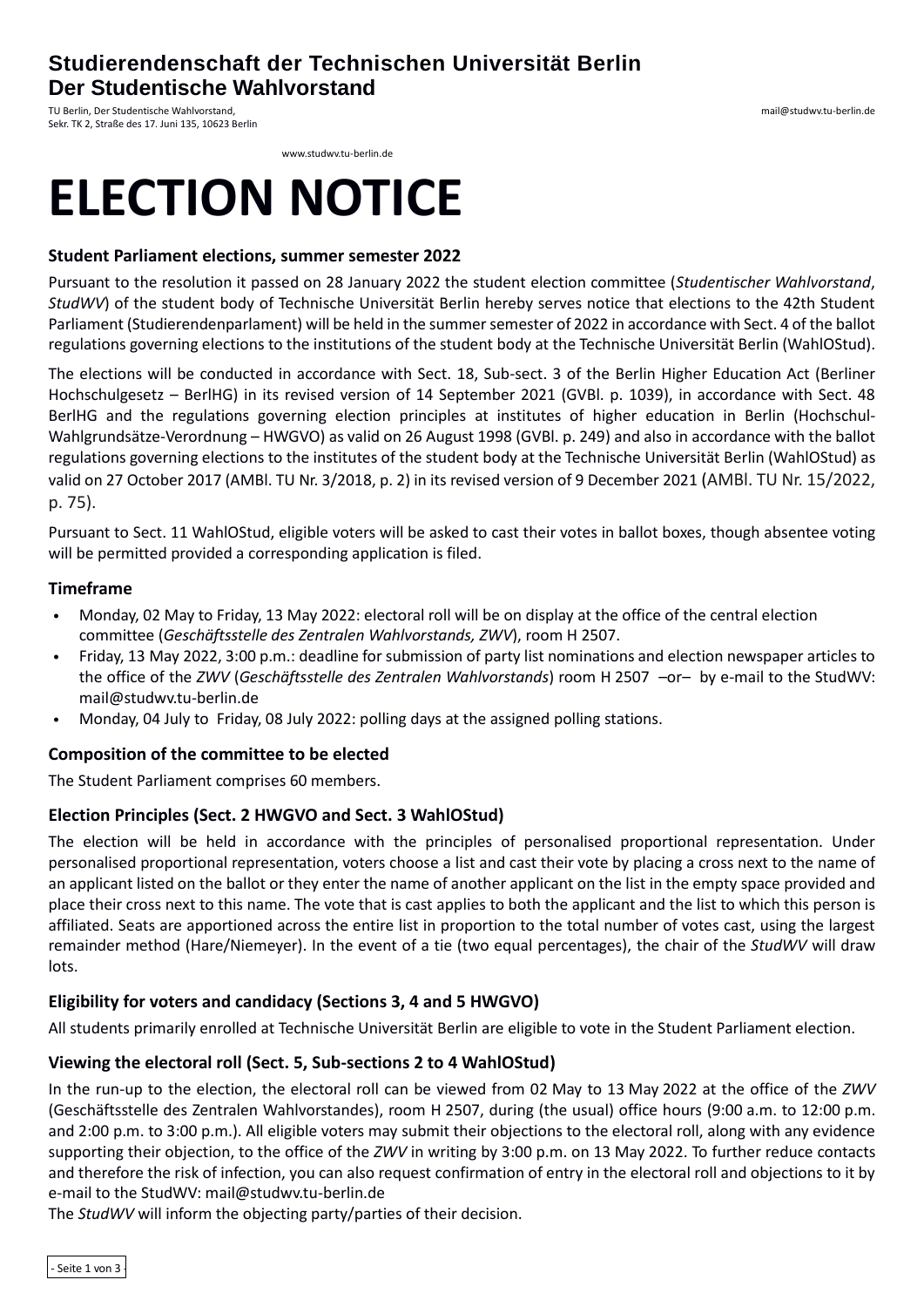**Studierendenschaft der Technischen Universität Berlin**
**Der Studentische Wahlvorstand**

TU Berlin, Der Studentische Wahlvorstand,
Sekr. TK 2, Straße des 17. Juni 135, 10623 Berlin

mail@studwv.tu-berlin.de

www.studwv.tu-berlin.de

# ELECTION NOTICE

### Student Parliament elections, summer semester 2022

Pursuant to the resolution it passed on 28 January 2022 the student election committee (*Studentischer Wahlvorstand*, *StudWV*) of the student body of Technische Universität Berlin hereby serves notice that elections to the 42th Student Parliament (Studierendenparlament) will be held in the summer semester of 2022 in accordance with Sect. 4 of the ballot regulations governing elections to the institutions of the student body at the Technische Universität Berlin (WahlOStud).

The elections will be conducted in accordance with Sect. 18, Sub-sect. 3 of the Berlin Higher Education Act (Berliner Hochschulgesetz – BerlHG) in its revised version of 14 September 2021 (GVBl. p. 1039), in accordance with Sect. 48 BerlHG and the regulations governing election principles at institutes of higher education in Berlin (Hochschul-Wahlgrundsätze-Verordnung – HWGVO) as valid on 26 August 1998 (GVBl. p. 249) and also in accordance with the ballot regulations governing elections to the institutes of the student body at the Technische Universität Berlin (WahlOStud) as valid on 27 October 2017 (AMBl. TU Nr. 3/2018, p. 2) in its revised version of 9 December 2021 (AMBl. TU Nr. 15/2022, p. 75).

Pursuant to Sect. 11 WahlOStud, eligible voters will be asked to cast their votes in ballot boxes, though absentee voting will be permitted provided a corresponding application is filed.

### Timeframe

- Monday, 02 May to Friday, 13 May 2022: electoral roll will be on display at the office of the central election committee (*Geschäftsstelle des Zentralen Wahlvorstands, ZWV*), room H 2507.
- Friday, 13 May 2022, 3:00 p.m.: deadline for submission of party list nominations and election newspaper articles to the office of the *ZWV* (*Geschäftsstelle des Zentralen Wahlvorstands*) room H 2507 –or– by e-mail to the StudWV: mail@studwv.tu-berlin.de
- Monday, 04 July to Friday, 08 July 2022: polling days at the assigned polling stations.

### Composition of the committee to be elected

The Student Parliament comprises 60 members.

### Election Principles (Sect. 2 HWGVO and Sect. 3 WahlOStud)

The election will be held in accordance with the principles of personalised proportional representation. Under personalised proportional representation, voters choose a list and cast their vote by placing a cross next to the name of an applicant listed on the ballot or they enter the name of another applicant on the list in the empty space provided and place their cross next to this name. The vote that is cast applies to both the applicant and the list to which this person is affiliated. Seats are apportioned across the entire list in proportion to the total number of votes cast, using the largest remainder method (Hare/Niemeyer). In the event of a tie (two equal percentages), the chair of the *StudWV* will draw lots.

### Eligibility for voters and candidacy (Sections 3, 4 and 5 HWGVO)

All students primarily enrolled at Technische Universität Berlin are eligible to vote in the Student Parliament election.

### Viewing the electoral roll (Sect. 5, Sub-sections 2 to 4 WahlOStud)

In the run-up to the election, the electoral roll can be viewed from 02 May to 13 May 2022 at the office of the *ZWV* (Geschäftsstelle des Zentralen Wahlvorstandes), room H 2507, during (the usual) office hours (9:00 a.m. to 12:00 p.m. and 2:00 p.m. to 3:00 p.m.). All eligible voters may submit their objections to the electoral roll, along with any evidence supporting their objection, to the office of the *ZWV* in writing by 3:00 p.m. on 13 May 2022. To further reduce contacts and therefore the risk of infection, you can also request confirmation of entry in the electoral roll and objections to it by e-mail to the StudWV: mail@studwv.tu-berlin.de
The *StudWV* will inform the objecting party/parties of their decision.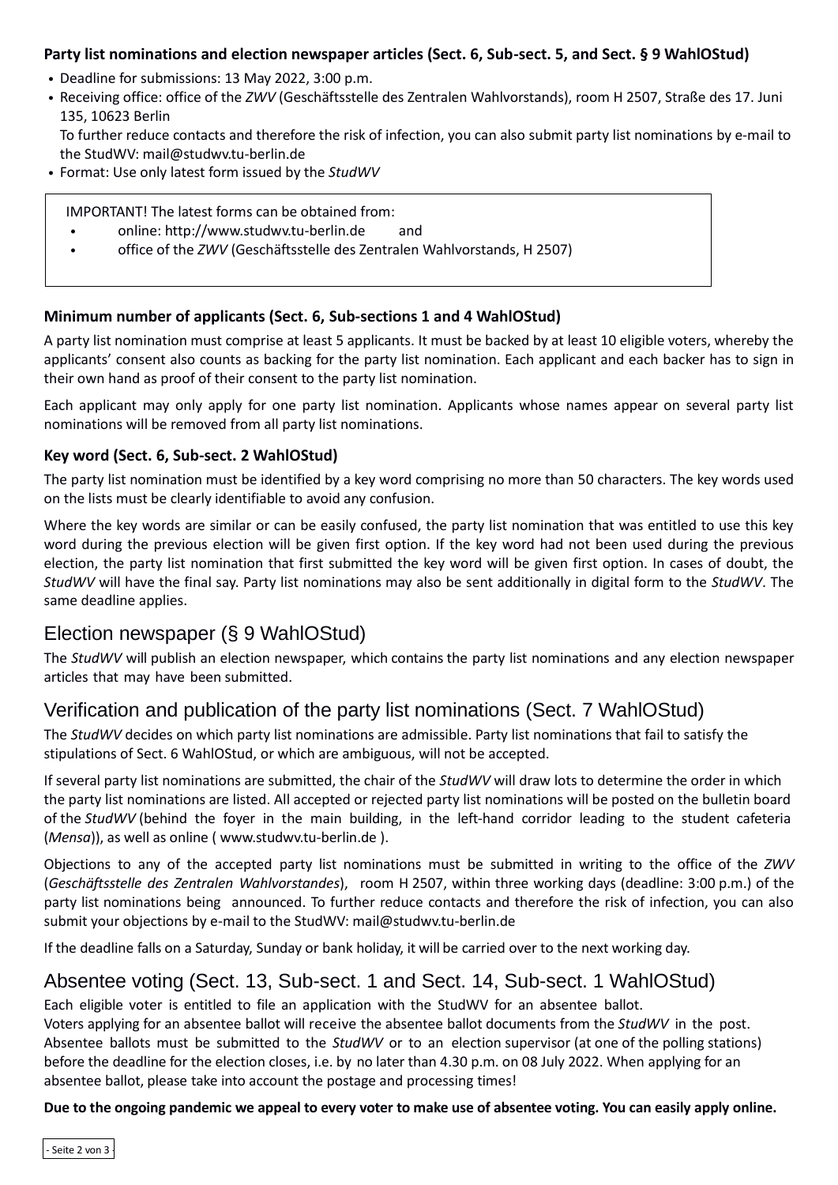**Party list nominations and election newspaper articles (Sect. 6, Sub-sect. 5, and Sect. § 9 WahlOStud)**

- Deadline for submissions: 13 May 2022, 3:00 p.m.
- Receiving office: office of the *ZWV* (Geschäftsstelle des Zentralen Wahlvorstands), room H 2507, Straße des 17. Juni 135, 10623 Berlin
  To further reduce contacts and therefore the risk of infection, you can also submit party list nominations by e-mail to the StudWV: mail@studwv.tu-berlin.de
- Format: Use only latest form issued by the *StudWV*

> IMPORTANT! The latest forms can be obtained from:
> - online: http://www.studwv.tu-berlin.de and
> - office of the *ZWV* (Geschäftsstelle des Zentralen Wahlvorstands, H 2507)

**Minimum number of applicants (Sect. 6, Sub-sections 1 and 4 WahlOStud)**

A party list nomination must comprise at least 5 applicants. It must be backed by at least 10 eligible voters, whereby the applicants' consent also counts as backing for the party list nomination. Each applicant and each backer has to sign in their own hand as proof of their consent to the party list nomination.

Each applicant may only apply for one party list nomination. Applicants whose names appear on several party list nominations will be removed from all party list nominations.

**Key word (Sect. 6, Sub-sect. 2 WahlOStud)**

The party list nomination must be identified by a key word comprising no more than 50 characters. The key words used on the lists must be clearly identifiable to avoid any confusion.

Where the key words are similar or can be easily confused, the party list nomination that was entitled to use this key word during the previous election will be given first option. If the key word had not been used during the previous election, the party list nomination that first submitted the key word will be given first option. In cases of doubt, the *StudWV* will have the final say. Party list nominations may also be sent additionally in digital form to the *StudWV*. The same deadline applies.

## Election newspaper (§ 9 WahlOStud)

The *StudWV* will publish an election newspaper, which contains the party list nominations and any election newspaper articles that may have been submitted.

## Verification and publication of the party list nominations (Sect. 7 WahlOStud)

The *StudWV* decides on which party list nominations are admissible. Party list nominations that fail to satisfy the stipulations of Sect. 6 WahlOStud, or which are ambiguous, will not be accepted.

If several party list nominations are submitted, the chair of the *StudWV* will draw lots to determine the order in which the party list nominations are listed. All accepted or rejected party list nominations will be posted on the bulletin board of the *StudWV* (behind the foyer in the main building, in the left-hand corridor leading to the student cafeteria (*Mensa*)), as well as online ( www.studwv.tu-berlin.de ).

Objections to any of the accepted party list nominations must be submitted in writing to the office of the *ZWV* (*Geschäftsstelle des Zentralen Wahlvorstandes*), room H 2507, within three working days (deadline: 3:00 p.m.) of the party list nominations being announced. To further reduce contacts and therefore the risk of infection, you can also submit your objections by e-mail to the StudWV: mail@studwv.tu-berlin.de

If the deadline falls on a Saturday, Sunday or bank holiday, it will be carried over to the next working day.

## Absentee voting (Sect. 13, Sub-sect. 1 and Sect. 14, Sub-sect. 1 WahlOStud)

Each eligible voter is entitled to file an application with the StudWV for an absentee ballot. Voters applying for an absentee ballot will receive the absentee ballot documents from the *StudWV* in the post. Absentee ballots must be submitted to the *StudWV* or to an election supervisor (at one of the polling stations) before the deadline for the election closes, i.e. by no later than 4.30 p.m. on 08 July 2022. When applying for an absentee ballot, please take into account the postage and processing times!

**Due to the ongoing pandemic we appeal to every voter to make use of absentee voting. You can easily apply online.**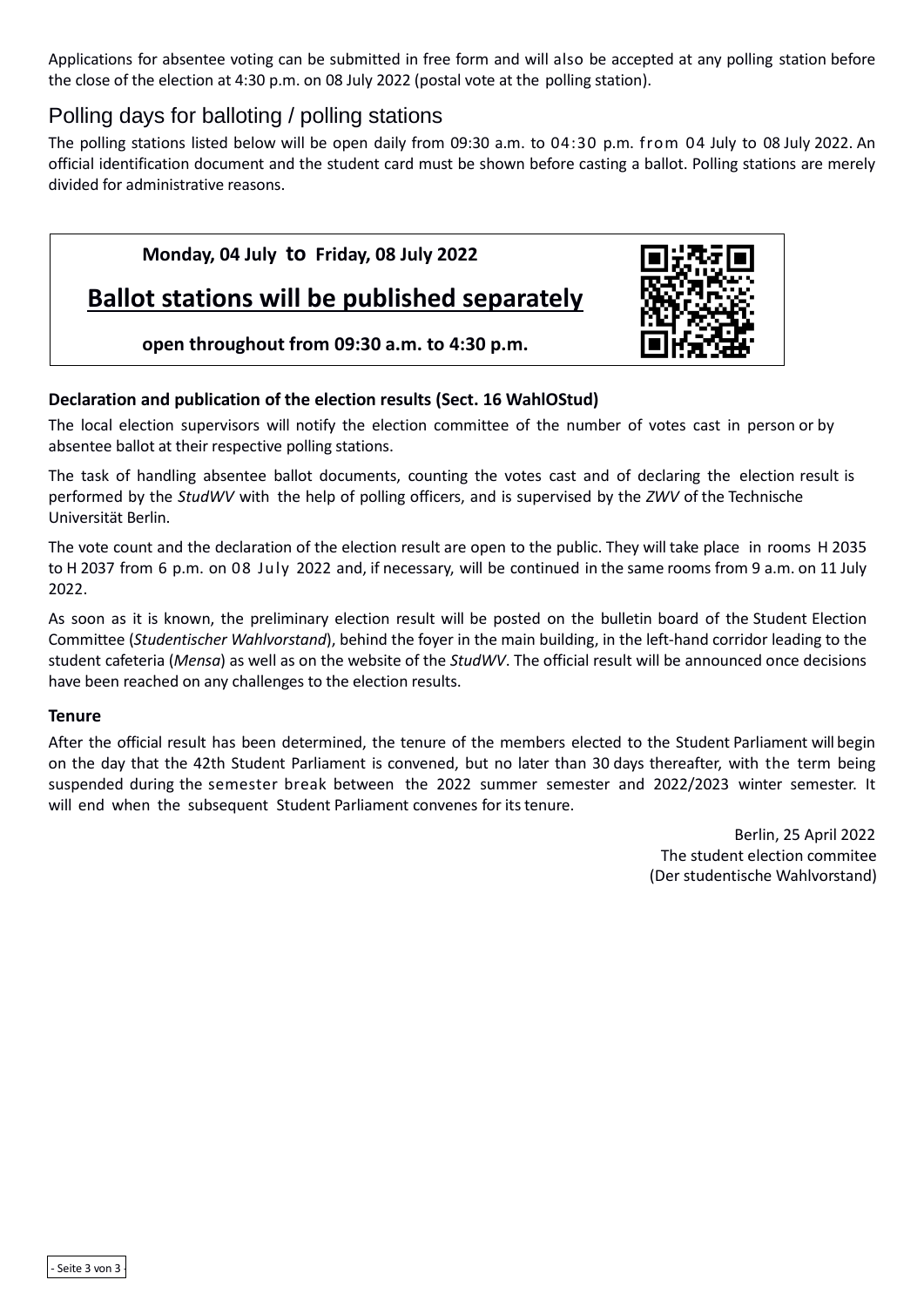Applications for absentee voting can be submitted in free form and will also be accepted at any polling station before the close of the election at 4:30 p.m. on 08 July 2022 (postal vote at the polling station).

## Polling days for balloting / polling stations

The polling stations listed below will be open daily from 09:30 a.m. to 04:30 p.m. from 04 July to 08 July 2022. An official identification document and the student card must be shown before casting a ballot. Polling stations are merely divided for administrative reasons.

**Monday, 04 July to Friday, 08 July 2022**

**Ballot stations will be published separately**

**open throughout from 09:30 a.m. to 4:30 p.m.**

**Declaration and publication of the election results (Sect. 16 WahlOStud)**

The local election supervisors will notify the election committee of the number of votes cast in person or by absentee ballot at their respective polling stations.

The task of handling absentee ballot documents, counting the votes cast and of declaring the election result is performed by the *StudWV* with the help of polling officers, and is supervised by the *ZWV* of the Technische Universität Berlin.

The vote count and the declaration of the election result are open to the public. They will take place in rooms H 2035 to H 2037 from 6 p.m. on 08 July 2022 and, if necessary, will be continued in the same rooms from 9 a.m. on 11 July 2022.

As soon as it is known, the preliminary election result will be posted on the bulletin board of the Student Election Committee (*Studentischer Wahlvorstand*), behind the foyer in the main building, in the left-hand corridor leading to the student cafeteria (*Mensa*) as well as on the website of the *StudWV*. The official result will be announced once decisions have been reached on any challenges to the election results.

**Tenure**

After the official result has been determined, the tenure of the members elected to the Student Parliament will begin on the day that the 42th Student Parliament is convened, but no later than 30 days thereafter, with the term being suspended during the semester break between the 2022 summer semester and 2022/2023 winter semester. It will end when the subsequent Student Parliament convenes for its tenure.

Berlin, 25 April 2022
The student election commitee
(Der studentische Wahlvorstand)